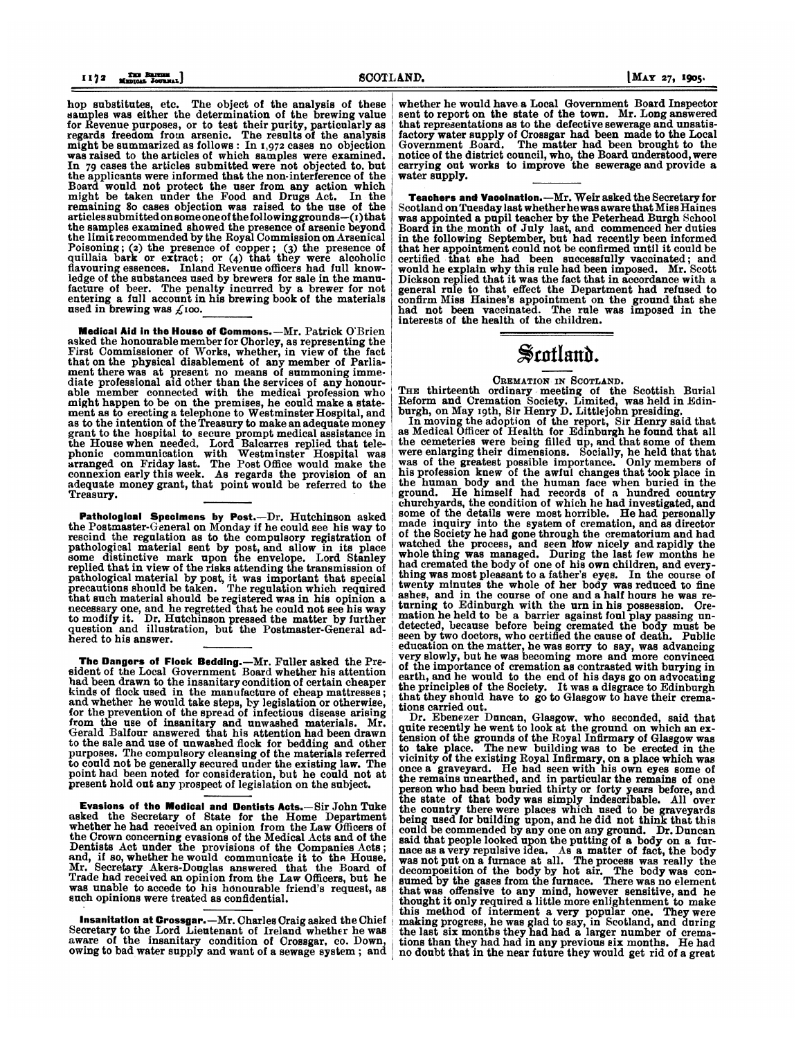hop substitutes, etc. The object of the analysis of these samples was either the determination of the brewing value for Revenue purposes, or to test their purity, particularly as regards freedom from arsenic. The results of the analysis might be summarized as follows: In 1,972 cases no objection was raised to the articles of which samples were examined. In 79 cases the articles submitted were not objected to, but the applicants were informed that the non-interference of the Board would not protect the user from any action which might be taken under the Food and Drugs Act. In the remaining 80 cases objection was raised to the use of the articles submitted on some one of the following grounds—(1) that the samples examined showed the presence of arsenic beyond the limit recommended by the Royal Commission on Arsenical Poisoning; (2) the presence of copper; (3) the presence of quillaia bark or extract; or (4) that they were alcoholic flavouring essences. Inland Revenue officers had full knowledge of the substances used by brewers for sale in the manufacture of beer. The penalty incurred by a brewer for not entering a full account in his brewing book of the materials used in brewing was £100.

**Medical Aid in the House of Commons.**—Mr. Patrick O'Brien asked the honourable member for Chorley, as representing the First Commissioner of Works, whether, in view of the fact that on the physical disablement of any member of Parliament there was at present no means of summoning immediate professional aid other than the services of any honourable member connected with the medical profession who might happen to be on the premises, he could make a statement as to erecting a telephone to Westminster Hospital, and as to the intention of the Treasury to make an adequate money grant to the hospital to secure prompt medical assistance in the House when needed. Lord Balcarres replied that telephonic communication with Westminster Hospital was arranged on Friday last. The Post Office would make the connexion early this week. As regards the provision of an adequate money grant, that point would be referred to the Treasury.

**Pathological Specimens by Post.**—Dr. Hutchinson asked the Postmaster-General on Monday if he could see his way to rescind the regulation as to the compulsory registration of pathological material sent by post, and allow in its place some distinctive mark upon the envelope. Lord Stanley replied that in view of the risks attending the transmission of pathological material by post, it was important that special precautions should be taken. The regulation which required that such material should be registered was in his opinion a necessary one, and he regretted that he could not see his way to modify it. Dr. Hutchinson pressed the matter by further question and illustration, but the Postmaster-General adhered to his answer.

**The Dangers of Flock Bedding.**—Mr. Fuller asked the President of the Local Government Board whether his attention had been drawn to the insanitary condition of certain cheaper kinds of flock used in the manufacture of cheap mattresses; and whether he would take steps, by legislation or otherwise, for the prevention of the spread of infectious disease arising from the use of insanitary and unwashed materials. Mr. Gerald Balfour answered that his attention had been drawn to the sale and use of unwashed flock for bedding and other purposes. The compulsory cleansing of the materials referred to could not be generally secured under the existing law. The point had been noted for consideration, but he could not at present hold out any prospect of legislation on the subject.

**Evasions of the Medical and Dentists Acts.**—Sir John Tuke asked the Secretary of State for the Home Department whether he had received an opinion from the Law Officers of the Crown concerning evasions of the Medical Acts and of the Dentists Act under the provisions of the Companies Acts; and, if so, whether he would communicate it to the House. Mr. Secretary Akers-Douglas answered that the Board of Trade had received an opinion from the Law Officers, but he was unable to accede to his honourable friend's request, as such opinions were treated as confidential.

**Insanitation at Crossgar.**—Mr. Charles Craig asked the Chief Secretary to the Lord Lieutenant of Ireland whether he was aware of the insanitary condition of Crossgar, co. Down, owing to bad water supply and want of a sewage system; and whether he would have a Local Government Board Inspector sent to report on the state of the town. Mr. Long answered that representations as to the defective sewerage and unsatisfactory water supply of Crossgar had been made to the Local Government Board. The matter had been brought to the notice of the district council, who, the Board understood, were carrying out works to improve the sewerage and provide a water supply.

**Teachers and Vaccination.**—Mr. Weir asked the Secretary for Scotland on Tuesday last whether he was aware that Miss Haines was appointed a pupil teacher by the Peterhead Burgh School Board in the month of July last, and commenced her duties in the following September, but had recently been informed that her appointment could not be confirmed until it could be certified that she had been successfully vaccinated; and would he explain why this rule had been imposed. Mr. Scott Dickson replied that it was the fact that in accordance with a general rule to that effect the Department had refused to confirm Miss Haines's appointment on the ground that she had not been vaccinated. The rule was imposed in the interests of the health of the children.

# Scotland.

## Cremation in Scotland.

The thirteenth ordinary meeting of the Scottish Burial Reform and Cremation Society, Limited, was held in Edinburgh, on May 19th, Sir Henry D. Littlejohn presiding.

In moving the adoption of the report, Sir Henry said that as Medical Officer of Health for Edinburgh he found that all the cemeteries were being filled up, and that some of them were enlarging their dimensions. Socially, he held that that was of the greatest possible importance. Only members of his profession knew of the awful changes that took place in the human body and the human face when buried in the ground. He himself had records of a hundred country churchyards, the condition of which he had investigated, and some of the details were most horrible. He had personally made inquiry into the system of cremation, and as director of the Society he had gone through the crematorium and had watched the process, and seen how nicely and rapidly the whole thing was managed. During the last few months he had cremated the body of one of his own children, and everything was most pleasant to a father's eyes. In the course of twenty minutes the whole of her body was reduced to fine ashes, and in the course of one and a half hours he was returning to Edinburgh with the urn in his possession. Cremation he held to be a barrier against foul play passing undetected, because before being cremated the body must be seen by two doctors, who certified the cause of death. Public education on the matter, he was sorry to say, was advancing very slowly, but he was becoming more and more convinced of the importance of cremation as contrasted with burying in earth, and he would to the end of his days go on advocating the principles of the Society. It was a disgrace to Edinburgh that they should have to go to Glasgow to have their cremations carried out.

Dr. Ebenezer Duncan, Glasgow, who seconded, said that quite recently he went to look at the ground on which an extension of the grounds of the Royal Infirmary of Glasgow was to take place. The new building was to be erected in the vicinity of the existing Royal Infirmary, on a place which was once a graveyard. He had seen with his own eyes some of the remains unearthed, and in particular the remains of one person who had been buried thirty or forty years before, and the state of that body was simply indescribable. All over the country there were places which used to be graveyards being used for building upon, and he did not think that this could be commended by any one on any ground. Dr. Duncan said that people looked upon the putting of a body on a furnace as a very repulsive idea. As a matter of fact, the body was not put on a furnace at all. The process was really the decomposition of the body by hot air. The body was consumed by the gases from the furnace. There was no element that was offensive to any mind, however sensitive, and he thought it only required a little more enlightenment to make this method of interment a very popular one. They were making progress, he was glad to say, in Scotland, and during the last six months they had had a larger number of cremations than they had had in any previous six months. He had no doubt that in the near future they would get rid of a great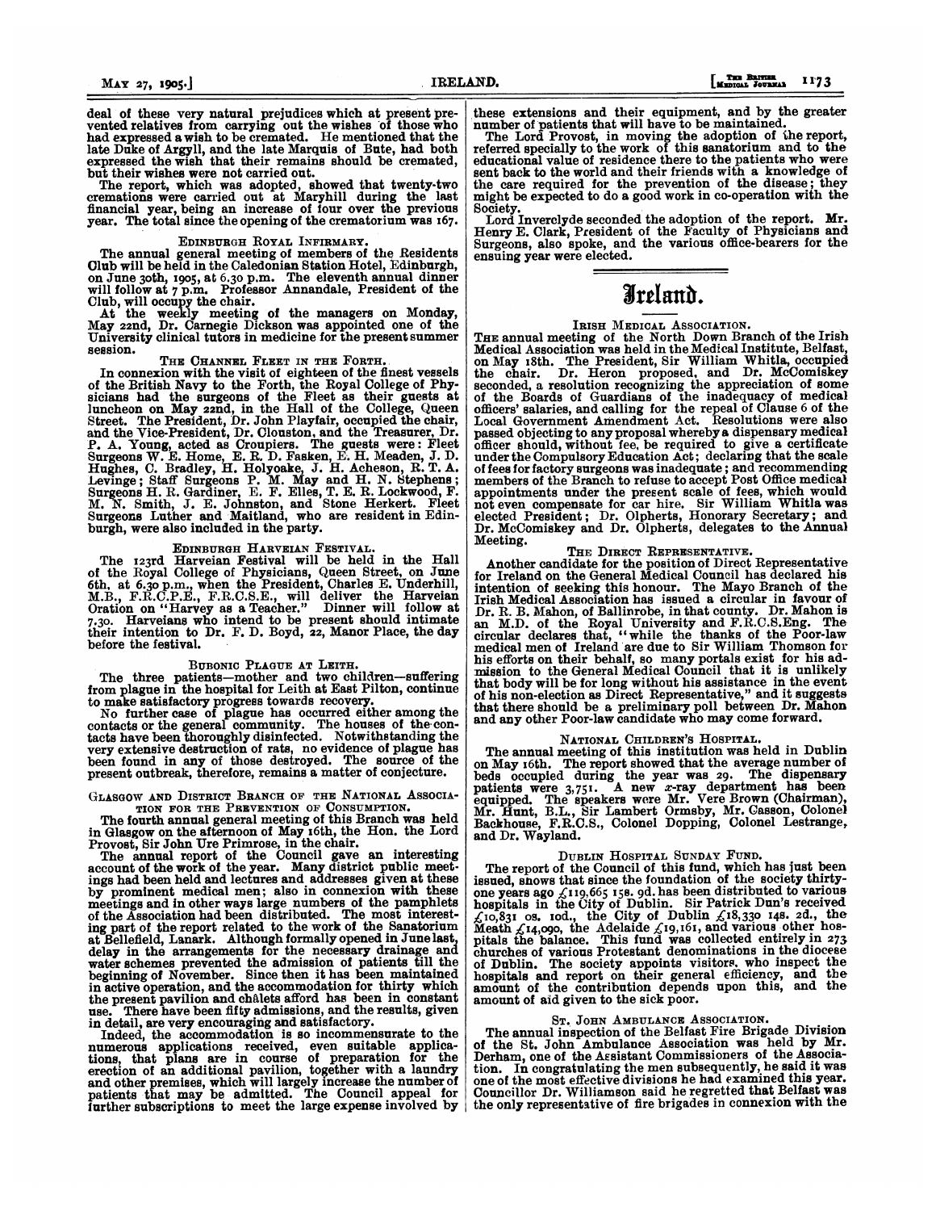deal of these very natural prejudices which at present prevented relatives from carrying out the wishes of those who had expressed a wish to be cremated. He mentioned that the late Duke of Argyll, and the late Marquis of Bute, had both expressed the wish that their remains should be cremated, but their wishes were not carried out.

The report, which was adopted, showed that twenty-two cremations were carried out at Maryhill during the last financial year, being an increase of four over the previous year. The total since the opening of the crematorium was 167.

### Edinburgh Royal Infirmary.

The annual general meeting of members of the Residents Club will be held in the Caledonian Station Hotel, Edinburgh, on June 30th, 1905, at 6.30 p.m. The eleventh annual dinner will follow at 7 p.m. Professor Annandale, President of the Club, will occupy the chair.

At the weekly meeting of the managers on Monday, May 22nd, Dr. Carnegie Dickson was appointed one of the University clinical tutors in medicine for the present summer session.

### The Channel Fleet in the Forth.

In connexion with the visit of eighteen of the finest vessels of the British Navy to the Forth, the Royal College of Physicians had the surgeons of the Fleet as their guests at luncheon on May 22nd, in the Hall of the College, Queen Street. The President, Dr. John Playfair, occupied the chair, and the Vice-President, Dr. Clouston, and the Treasurer, Dr. P. A. Young, acted as Croupiers. The guests were: Fleet Surgeons W. E. Home, E. R. D. Fasken, E. H. Meaden, J. D. Hughes, C. Bradley, H. Holyoake, J. H. Acheson, R. T. A. Levinge; Staff Surgeons P. M. May and H. N. Stephens; Surgeons H. R. Gardiner, E. F. Elles, T. E. R. Lockwood, F. M. N. Smith, J. E. Johnston, and Stone Herkert. Fleet Surgeons Luther and Maitland, who are resident in Edinburgh, were also included in the party.

### Edinburgh Harveian Festival.

The 123rd Harveian Festival will be held in the Hall of the Royal College of Physicians, Queen Street, on June 6th, at 6.30 p.m., when the President, Charles E. Underhill, M.B., F.R.C.P.E., F.R.C.S.E., will deliver the Harveian Oration on "Harvey as a Teacher." Dinner will follow at 7.30. Harveians who intend to be present should intimate their intention to Dr. F. D. Boyd, 22, Manor Place, the day before the festival.

### Bubonic Plague at Leith.

The three patients—mother and two children—suffering from plague in the hospital for Leith at East Pilton, continue to make satisfactory progress towards recovery.

No further case of plague has occurred either among the contacts or the general community. The houses of the contacts have been thoroughly disinfected. Notwithstanding the very extensive destruction of rats, no evidence of plague has been found in any of those destroyed. The source of the present outbreak, therefore, remains a matter of conjecture.

### Glasgow and District Branch of the National Association for the Prevention of Consumption.

The fourth annual general meeting of this Branch was held in Glasgow on the afternoon of May 16th, the Hon. the Lord Provost, Sir John Ure Primrose, in the chair.

The annual report of the Council gave an interesting account of the work of the year. Many district public meetings had been held and lectures and addresses given at these by prominent medical men; also in connexion with these meetings and in other ways large numbers of the pamphlets of the Association had been distributed. The most interesting part of the report related to the work of the Sanatorium at Bellefield, Lanark. Although formally opened in June last, delay in the arrangements for the necessary drainage and water schemes prevented the admission of patients till the beginning of November. Since then it has been maintained in active operation, and the accommodation for thirty which the present pavilion and châlets afford has been in constant use. There have been fifty admissions, and the results, given in detail, are very encouraging and satisfactory.

Indeed, the accommodation is so incommensurate to the numerous applications received, even suitable applications, that plans are in course of preparation for the erection of an additional pavilion, together with a laundry and other premises, which will largely increase the number of patients that may be admitted. The Council appeal for further subscriptions to meet the large expense involved by these extensions and their equipment, and by the greater number of patients that will have to be maintained.

The Lord Provost, in moving the adoption of the report, referred specially to the work of this sanatorium and to the educational value of residence there to the patients who were sent back to the world and their friends with a knowledge of the care required for the prevention of the disease; they might be expected to do a good work in co-operation with the Society.

Lord Inverclyde seconded the adoption of the report. Mr. Henry E. Clark, President of the Faculty of Physicians and Surgeons, also spoke, and the various office-bearers for the ensuing year were elected.

## Ireland.

### Irish Medical Association.

The annual meeting of the North Down Branch of the Irish Medical Association was held in the Medical Institute, Belfast, on May 18th. The President, Sir William Whitla, occupied the chair. Dr. Heron proposed, and Dr. McComiskey seconded, a resolution recognizing the appreciation of some of the Boards of Guardians of the inadequacy of medical officers' salaries, and calling for the repeal of Clause 6 of the Local Government Amendment Act. Resolutions were also passed objecting to any proposal whereby a dispensary medical officer should, without fee, be required to give a certificate under the Compulsory Education Act; declaring that the scale of fees for factory surgeons was inadequate; and recommending members of the Branch to refuse to accept Post Office medical appointments under the present scale of fees, which would not even compensate for car hire. Sir William Whitla was elected President; Dr. Olpherts, Honorary Secretary; and Dr. McComiskey and Dr. Olpherts, delegates to the Annual Meeting.

### The Direct Representative.

Another candidate for the position of Direct Representative for Ireland on the General Medical Council has declared his intention of seeking this honour. The Mayo Branch of the Irish Medical Association has issued a circular in favour of Dr. R. B. Mahon, of Ballinrobe, in that county. Dr. Mahon is an M.D. of the Royal University and F.R.C.S.Eng. The circular declares that, "while the thanks of the Poor-law medical men of Ireland are due to Sir William Thomson for his efforts on their behalf, so many portals exist for his admission to the General Medical Council that it is unlikely that body will be for long without his assistance in the event of his non-election as Direct Representative," and it suggests that there should be a preliminary poll between Dr. Mahon and any other Poor-law candidate who may come forward.

### National Children's Hospital.

The annual meeting of this institution was held in Dublin on May 16th. The report showed that the average number of beds occupied during the year was 29. The dispensary patients were 3,751. A new $x$-ray department has been equipped. The speakers were Mr. Vere Brown (Chairman), Mr. Hunt, B.L., Sir Lambert Ormsby, Mr. Gasson, Colonel Backhouse, F.R.C.S., Colonel Dopping, Colonel Lestrange, and Dr. Wayland.

### Dublin Hospital Sunday Fund.

The report of the Council of this fund, which has just been issued, shows that since the foundation of the society thirty-one years ago £119,665 15s. 9d. has been distributed to various hospitals in the City of Dublin. Sir Patrick Dun's received £10,831 0s. 10d., the City of Dublin £18,330 14s. 2d., the Meath £14,090, the Adelaide £19,161, and various other hospitals the balance. This fund was collected entirely in 273 churches of various Protestant denominations in the diocese of Dublin. The society appoints visitors, who inspect the hospitals and report on their general efficiency, and the amount of the contribution depends upon this, and the amount of aid given to the sick poor.

### St. John Ambulance Association.

The annual inspection of the Belfast Fire Brigade Division of the St. John Ambulance Association was held by Mr. Derham, one of the Assistant Commissioners of the Association. In congratulating the men subsequently, he said it was one of the most effective divisions he had examined this year. Councillor Dr. Williamson said he regretted that Belfast was the only representative of fire brigades in connexion with the